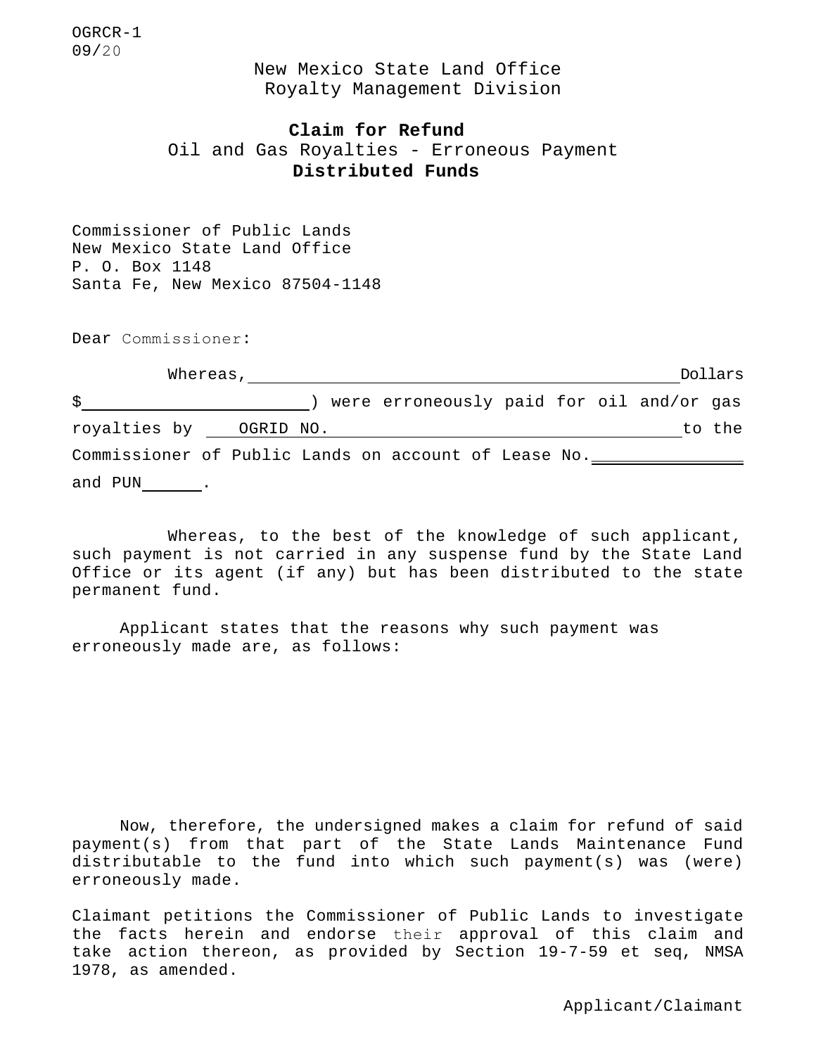OGRCR-1
09/20

New Mexico State Land Office
Royalty Management Division

**Claim for Refund**
Oil and Gas Royalties - Erroneous Payment
**Distributed Funds**

Commissioner of Public Lands
New Mexico State Land Office
P. O. Box 1148
Santa Fe, New Mexico 87504-1148

Dear Commissioner:

Whereas, ______________________________________________ Dollars $________________________) were erroneously paid for oil and/or gas royalties by OGRID NO. ____________________________________ to the Commissioner of Public Lands on account of Lease No.________________ and PUN______.

Whereas, to the best of the knowledge of such applicant, such payment is not carried in any suspense fund by the State Land Office or its agent (if any) but has been distributed to the state permanent fund.

Applicant states that the reasons why such payment was erroneously made are, as follows:

Now, therefore, the undersigned makes a claim for refund of said payment(s) from that part of the State Lands Maintenance Fund distributable to the fund into which such payment(s) was (were) erroneously made.

Claimant petitions the Commissioner of Public Lands to investigate the facts herein and endorse their approval of this claim and take action thereon, as provided by Section 19-7-59 et seq, NMSA 1978, as amended.

Applicant/Claimant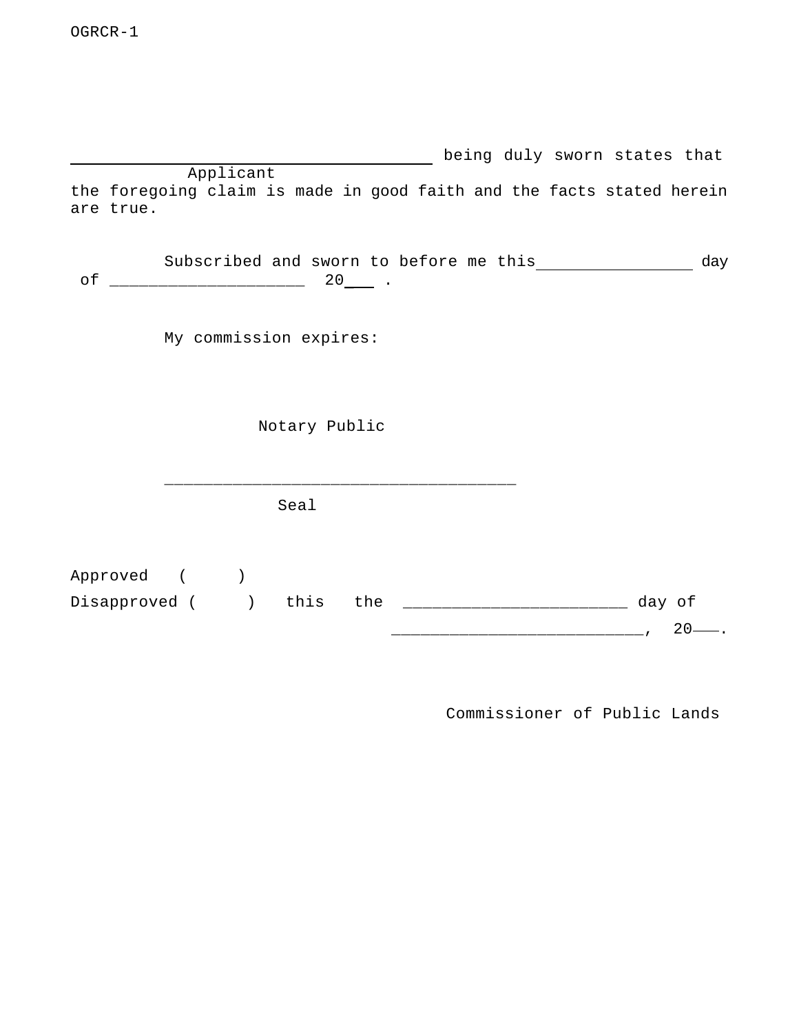OGRCR-1

______________________________________ being duly sworn states that
Applicant
the foregoing claim is made in good faith and the facts stated herein are true.

Subscribed and sworn to before me this________________ day of ____________________ 20___ .

My commission expires:

Notary Public

____________________________________
Seal

Approved ( )
Disapproved ( ) this the _______________________ day of __________________________, 20___.

Commissioner of Public Lands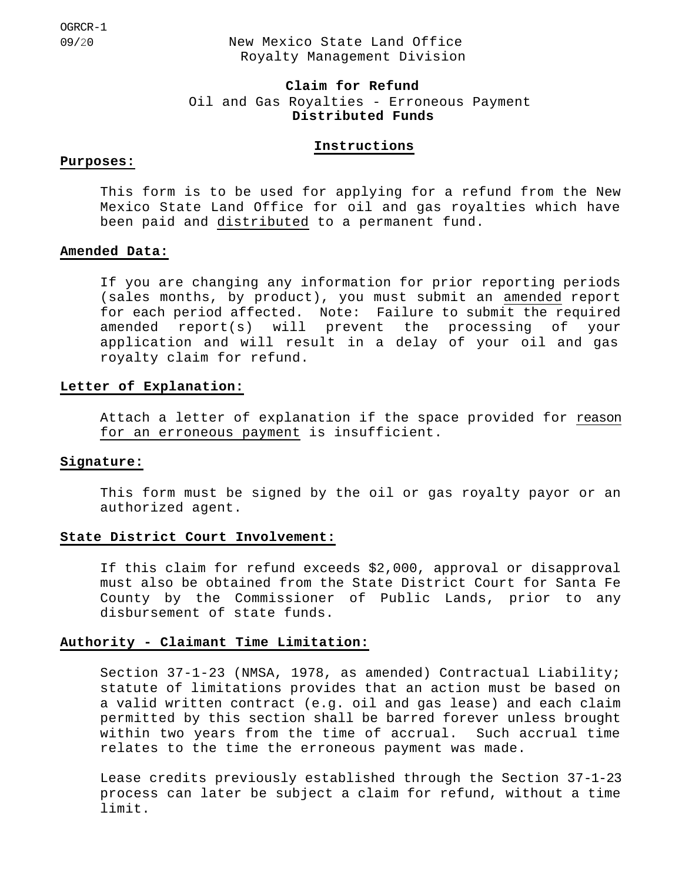OGRCR-1
09/20

New Mexico State Land Office
Royalty Management Division

**Claim for Refund**
Oil and Gas Royalties - Erroneous Payment
**Distributed Funds**

## Instructions

**Purposes:**

This form is to be used for applying for a refund from the New Mexico State Land Office for oil and gas royalties which have been paid and distributed to a permanent fund.

**Amended Data:**

If you are changing any information for prior reporting periods (sales months, by product), you must submit an amended report for each period affected. Note: Failure to submit the required amended report(s) will prevent the processing of your application and will result in a delay of your oil and gas royalty claim for refund.

**Letter of Explanation:**

Attach a letter of explanation if the space provided for reason for an erroneous payment is insufficient.

**Signature:**

This form must be signed by the oil or gas royalty payor or an authorized agent.

**State District Court Involvement:**

If this claim for refund exceeds $2,000, approval or disapproval must also be obtained from the State District Court for Santa Fe County by the Commissioner of Public Lands, prior to any disbursement of state funds.

**Authority - Claimant Time Limitation:**

Section 37-1-23 (NMSA, 1978, as amended) Contractual Liability; statute of limitations provides that an action must be based on a valid written contract (e.g. oil and gas lease) and each claim permitted by this section shall be barred forever unless brought within two years from the time of accrual. Such accrual time relates to the time the erroneous payment was made.

Lease credits previously established through the Section 37-1-23 process can later be subject a claim for refund, without a time limit.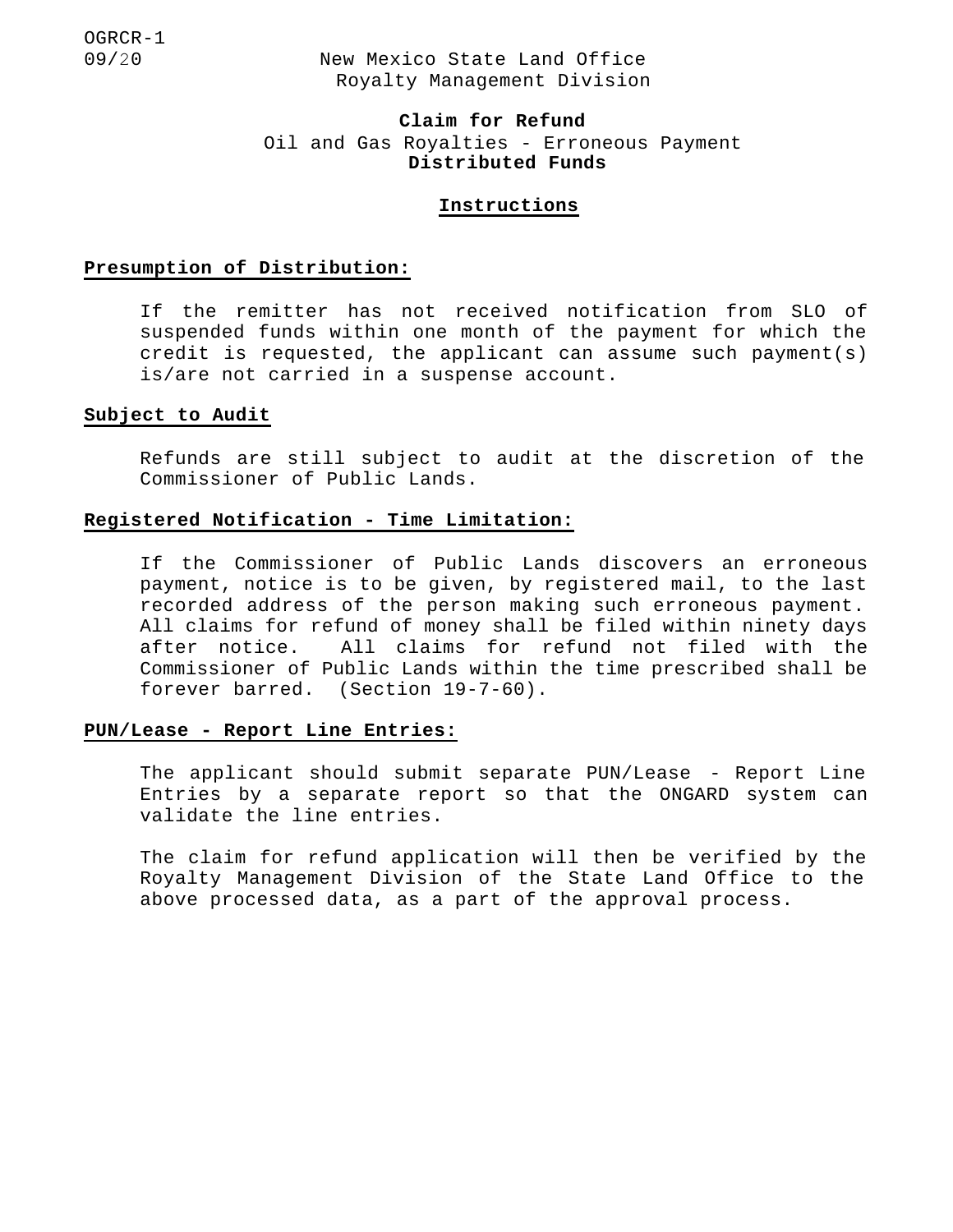OGRCR-1
09/20

New Mexico State Land Office
Royalty Management Division

**Claim for Refund**
Oil and Gas Royalties - Erroneous Payment
**Distributed Funds**

## Instructions

### Presumption of Distribution:

If the remitter has not received notification from SLO of suspended funds within one month of the payment for which the credit is requested, the applicant can assume such payment(s) is/are not carried in a suspense account.

### Subject to Audit

Refunds are still subject to audit at the discretion of the Commissioner of Public Lands.

### Registered Notification - Time Limitation:

If the Commissioner of Public Lands discovers an erroneous payment, notice is to be given, by registered mail, to the last recorded address of the person making such erroneous payment. All claims for refund of money shall be filed within ninety days after notice. All claims for refund not filed with the Commissioner of Public Lands within the time prescribed shall be forever barred. (Section 19-7-60).

### PUN/Lease - Report Line Entries:

The applicant should submit separate PUN/Lease - Report Line Entries by a separate report so that the ONGARD system can validate the line entries.

The claim for refund application will then be verified by the Royalty Management Division of the State Land Office to the above processed data, as a part of the approval process.